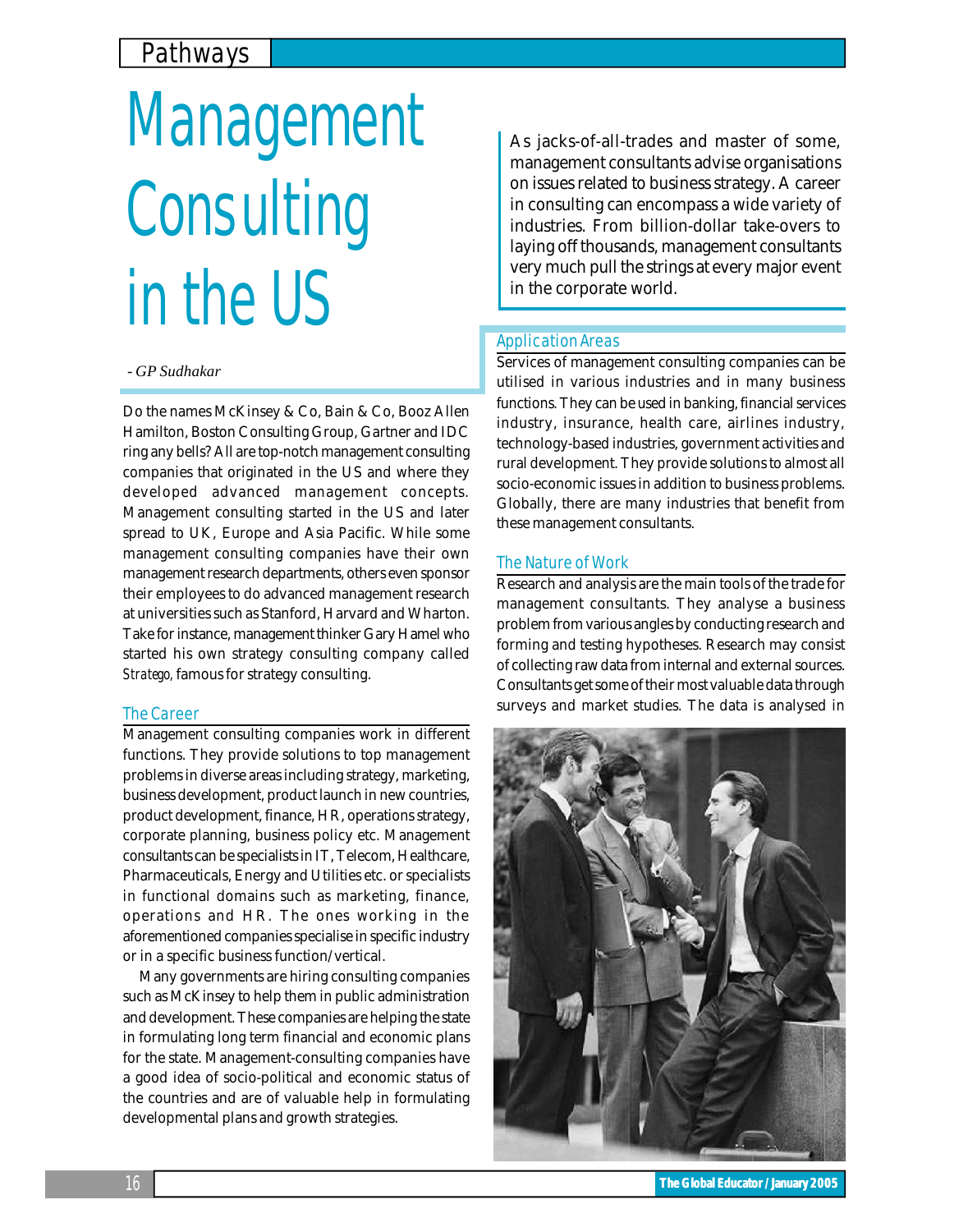# Management Consulting in the US

*- GP Sudhakar*

As jacks-of-all-trades and master of some, management consultants advise organisations on issues related to business strategy. A career in consulting can encompass a wide variety of industries. From billion-dollar take-overs to laying off thousands, management consultants very much pull the strings at every major event in the corporate world.

Do the names McKinsey & Co, Bain & Co, Booz Allen Hamilton, Boston Consulting Group, Gartner and IDC ring any bells? All are top-notch management consulting companies that originated in the US and where they developed advanced management concepts. Management consulting started in the US and later spread to UK, Europe and Asia Pacific. While some management consulting companies have their own management research departments, others even sponsor their employees to do advanced management research at universities such as Stanford, Harvard and Wharton. Take for instance, management thinker Gary Hamel who started his own strategy consulting company called *Stratego*, famous for strategy consulting.

## The Career

Management consulting companies work in different functions. They provide solutions to top management problems in diverse areas including strategy, marketing, business development, product launch in new countries, product development, finance, HR, operations strategy, corporate planning, business policy etc. Management consultants can be specialists in IT, Telecom, Healthcare, Pharmaceuticals, Energy and Utilities etc. or specialists in functional domains such as marketing, finance, operations and HR. The ones working in the aforementioned companies specialise in specific industry or in a specific business function/vertical.

Many governments are hiring consulting companies such as McKinsey to help them in public administration and development. These companies are helping the state in formulating long term financial and economic plans for the state. Management-consulting companies have a good idea of socio-political and economic status of the countries and are of valuable help in formulating developmental plans and growth strategies.

## Application Areas

Services of management consulting companies can be utilised in various industries and in many business functions. They can be used in banking, financial services industry, insurance, health care, airlines industry, technology-based industries, government activities and rural development. They provide solutions to almost all socio-economic issues in addition to business problems. Globally, there are many industries that benefit from these management consultants.

## The Nature of Work

Research and analysis are the main tools of the trade for management consultants. They analyse a business problem from various angles by conducting research and forming and testing hypotheses. Research may consist of collecting raw data from internal and external sources. Consultants get some of their most valuable data through surveys and market studies. The data is analysed in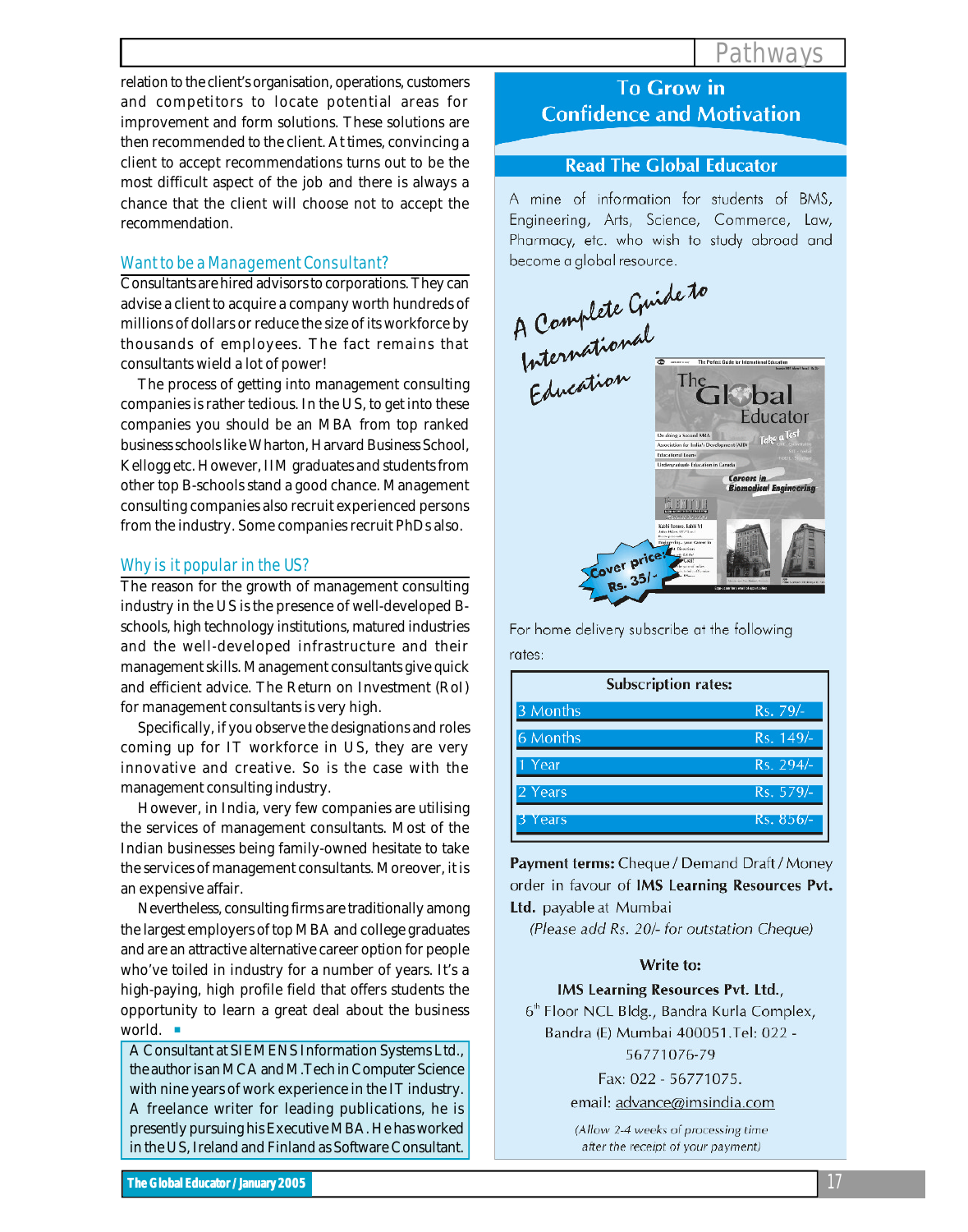relation to the client's organisation, operations, customers and competitors to locate potential areas for improvement and form solutions. These solutions are then recommended to the client. At times, convincing a client to accept recommendations turns out to be the most difficult aspect of the job and there is always a chance that the client will choose not to accept the recommendation.

## Want to be a Management Consultant?

Consultants are hired advisors to corporations. They can advise a client to acquire a company worth hundreds of millions of dollars or reduce the size of its workforce by thousands of employees. The fact remains that consultants wield a lot of power!

The process of getting into management consulting companies is rather tedious. In the US, to get into these companies you should be an MBA from top ranked business schools like Wharton, Harvard Business School, Kellogg etc. However, IIM graduates and students from other top B-schools stand a good chance. Management consulting companies also recruit experienced persons from the industry. Some companies recruit PhDs also.

## Why is it popular in the US?

The reason for the growth of management consulting industry in the US is the presence of well-developed B-schools, high technology institutions, matured industries and the well-developed infrastructure and their management skills. Management consultants give quick and efficient advice. The Return on Investment (RoI) for management consultants is very high.

Specifically, if you observe the designations and roles coming up for IT workforce in US, they are very innovative and creative. So is the case with the management consulting industry.

However, in India, very few companies are utilising the services of management consultants. Most of the Indian businesses being family-owned hesitate to take the services of management consultants. Moreover, it is an expensive affair.

Nevertheless, consulting firms are traditionally among the largest employers of top MBA and college graduates and are an attractive alternative career option for people who've toiled in industry for a number of years. It's a high-paying, high profile field that offers students the opportunity to learn a great deal about the business world. ■

A Consultant at SIEMENS Information Systems Ltd., the author is an MCA and M.Tech in Computer Science with nine years of work experience in the IT industry. A freelance writer for leading publications, he is presently pursuing his Executive MBA. He has worked in the US, Ireland and Finland as Software Consultant.

## To Grow in Confidence and Motivation

### Read The Global Educator

A mine of information for students of BMS, Engineering, Arts, Science, Commerce, Law, Pharmacy, etc. who wish to study abroad and become a global resource.

A Complete Guide to International Education

Cover price: Rs. 35/-

For home delivery subscribe at the following rates:

| Subscription rates: | |
|---|---|
| 3 Months | Rs. 79/- |
| 6 Months | Rs. 149/- |
| 1 Year | Rs. 294/- |
| 2 Years | Rs. 579/- |
| 3 Years | Rs. 856/- |

**Payment terms:** Cheque / Demand Draft / Money order in favour of **IMS Learning Resources Pvt. Ltd.** payable at Mumbai

*(Please add Rs. 20/- for outstation Cheque)*

**Write to:**

**IMS Learning Resources Pvt. Ltd.**,
6th Floor NCL Bldg., Bandra Kurla Complex, Bandra (E) Mumbai 400051.Tel: 022 - 56771076-79
Fax: 022 - 56771075.
email: advance@imsindia.com

*(Allow 2-4 weeks of processing time after the receipt of your payment)*